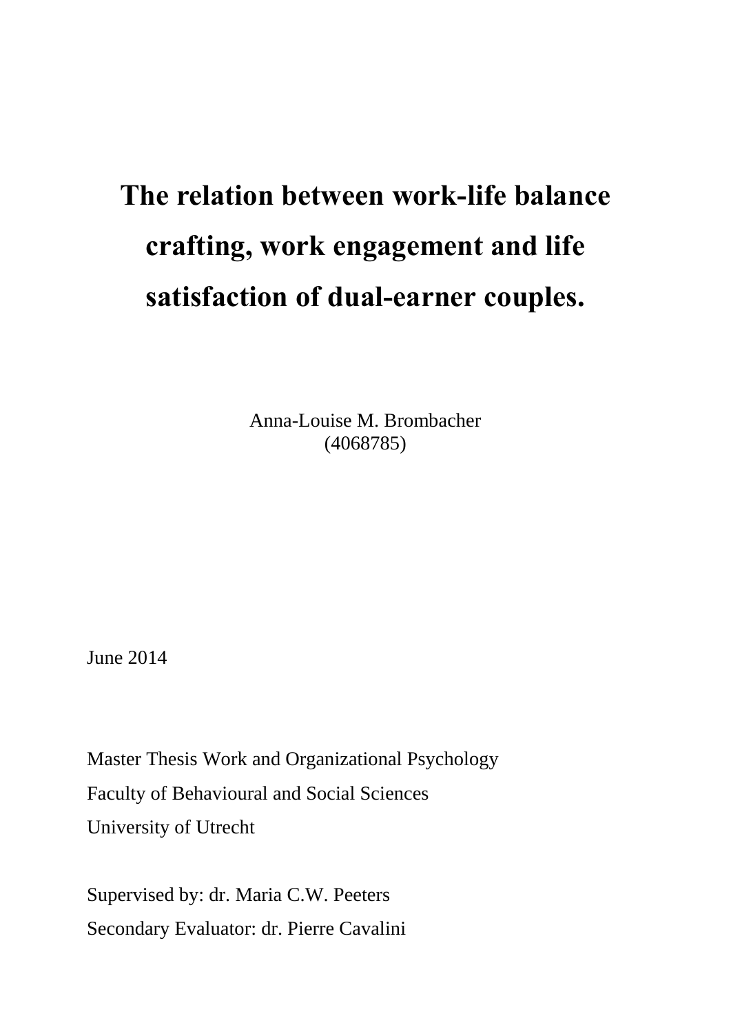# The relation between work-life balance crafting, work engagement and life satisfaction of dual-earner couples.

Anna-Louise M. Brombacher
(4068785)

June 2014

Master Thesis Work and Organizational Psychology
Faculty of Behavioural and Social Sciences
University of Utrecht

Supervised by: dr. Maria C.W. Peeters
Secondary Evaluator: dr. Pierre Cavalini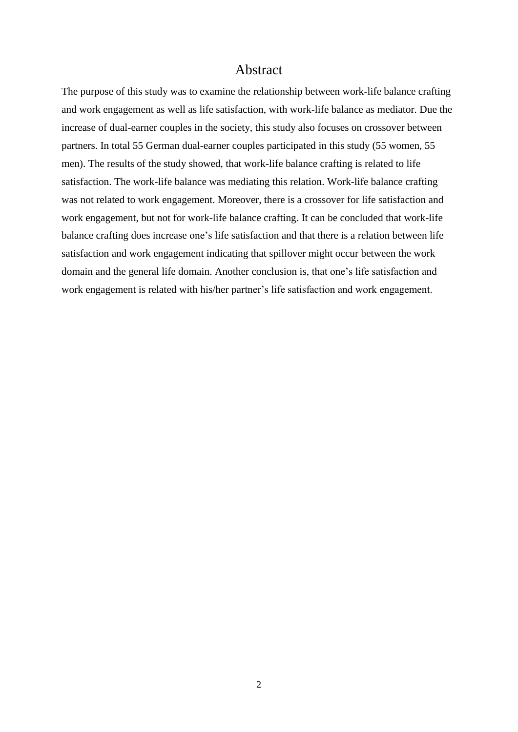# Abstract

The purpose of this study was to examine the relationship between work-life balance crafting and work engagement as well as life satisfaction, with work-life balance as mediator. Due the increase of dual-earner couples in the society, this study also focuses on crossover between partners. In total 55 German dual-earner couples participated in this study (55 women, 55 men). The results of the study showed, that work-life balance crafting is related to life satisfaction. The work-life balance was mediating this relation. Work-life balance crafting was not related to work engagement. Moreover, there is a crossover for life satisfaction and work engagement, but not for work-life balance crafting. It can be concluded that work-life balance crafting does increase one's life satisfaction and that there is a relation between life satisfaction and work engagement indicating that spillover might occur between the work domain and the general life domain. Another conclusion is, that one's life satisfaction and work engagement is related with his/her partner's life satisfaction and work engagement.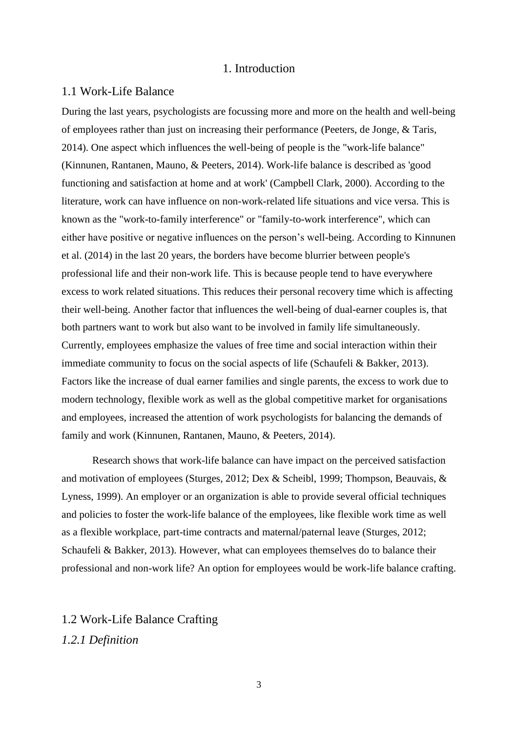# 1. Introduction

## 1.1 Work-Life Balance

During the last years, psychologists are focussing more and more on the health and well-being of employees rather than just on increasing their performance (Peeters, de Jonge, & Taris, 2014). One aspect which influences the well-being of people is the "work-life balance" (Kinnunen, Rantanen, Mauno, & Peeters, 2014). Work-life balance is described as 'good functioning and satisfaction at home and at work' (Campbell Clark, 2000). According to the literature, work can have influence on non-work-related life situations and vice versa. This is known as the "work-to-family interference" or "family-to-work interference", which can either have positive or negative influences on the person's well-being. According to Kinnunen et al. (2014) in the last 20 years, the borders have become blurrier between people's professional life and their non-work life. This is because people tend to have everywhere excess to work related situations. This reduces their personal recovery time which is affecting their well-being. Another factor that influences the well-being of dual-earner couples is, that both partners want to work but also want to be involved in family life simultaneously. Currently, employees emphasize the values of free time and social interaction within their immediate community to focus on the social aspects of life (Schaufeli & Bakker, 2013). Factors like the increase of dual earner families and single parents, the excess to work due to modern technology, flexible work as well as the global competitive market for organisations and employees, increased the attention of work psychologists for balancing the demands of family and work (Kinnunen, Rantanen, Mauno, & Peeters, 2014).

Research shows that work-life balance can have impact on the perceived satisfaction and motivation of employees (Sturges, 2012; Dex & Scheibl, 1999; Thompson, Beauvais, & Lyness, 1999). An employer or an organization is able to provide several official techniques and policies to foster the work-life balance of the employees, like flexible work time as well as a flexible workplace, part-time contracts and maternal/paternal leave (Sturges, 2012; Schaufeli & Bakker, 2013). However, what can employees themselves do to balance their professional and non-work life? An option for employees would be work-life balance crafting.

## 1.2 Work-Life Balance Crafting

### *1.2.1 Definition*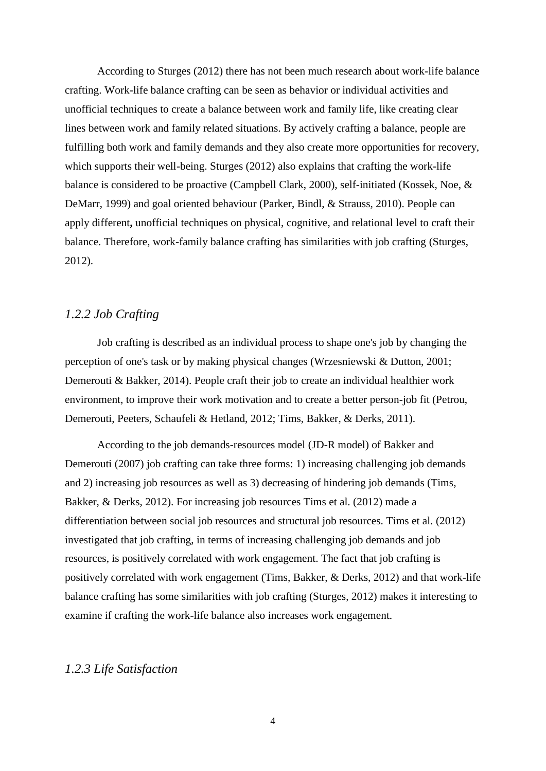According to Sturges (2012) there has not been much research about work-life balance crafting. Work-life balance crafting can be seen as behavior or individual activities and unofficial techniques to create a balance between work and family life, like creating clear lines between work and family related situations. By actively crafting a balance, people are fulfilling both work and family demands and they also create more opportunities for recovery, which supports their well-being. Sturges (2012) also explains that crafting the work-life balance is considered to be proactive (Campbell Clark, 2000), self-initiated (Kossek, Noe, & DeMarr, 1999) and goal oriented behaviour (Parker, Bindl, & Strauss, 2010). People can apply different**,** unofficial techniques on physical, cognitive, and relational level to craft their balance. Therefore, work-family balance crafting has similarities with job crafting (Sturges, 2012).

### *1.2.2 Job Crafting*

Job crafting is described as an individual process to shape one's job by changing the perception of one's task or by making physical changes (Wrzesniewski & Dutton, 2001; Demerouti & Bakker, 2014). People craft their job to create an individual healthier work environment, to improve their work motivation and to create a better person-job fit (Petrou, Demerouti, Peeters, Schaufeli & Hetland, 2012; Tims, Bakker, & Derks, 2011).

According to the job demands-resources model (JD-R model) of Bakker and Demerouti (2007) job crafting can take three forms: 1) increasing challenging job demands and 2) increasing job resources as well as 3) decreasing of hindering job demands (Tims, Bakker, & Derks, 2012). For increasing job resources Tims et al. (2012) made a differentiation between social job resources and structural job resources. Tims et al. (2012) investigated that job crafting, in terms of increasing challenging job demands and job resources, is positively correlated with work engagement. The fact that job crafting is positively correlated with work engagement (Tims, Bakker, & Derks, 2012) and that work-life balance crafting has some similarities with job crafting (Sturges, 2012) makes it interesting to examine if crafting the work-life balance also increases work engagement.

### *1.2.3 Life Satisfaction*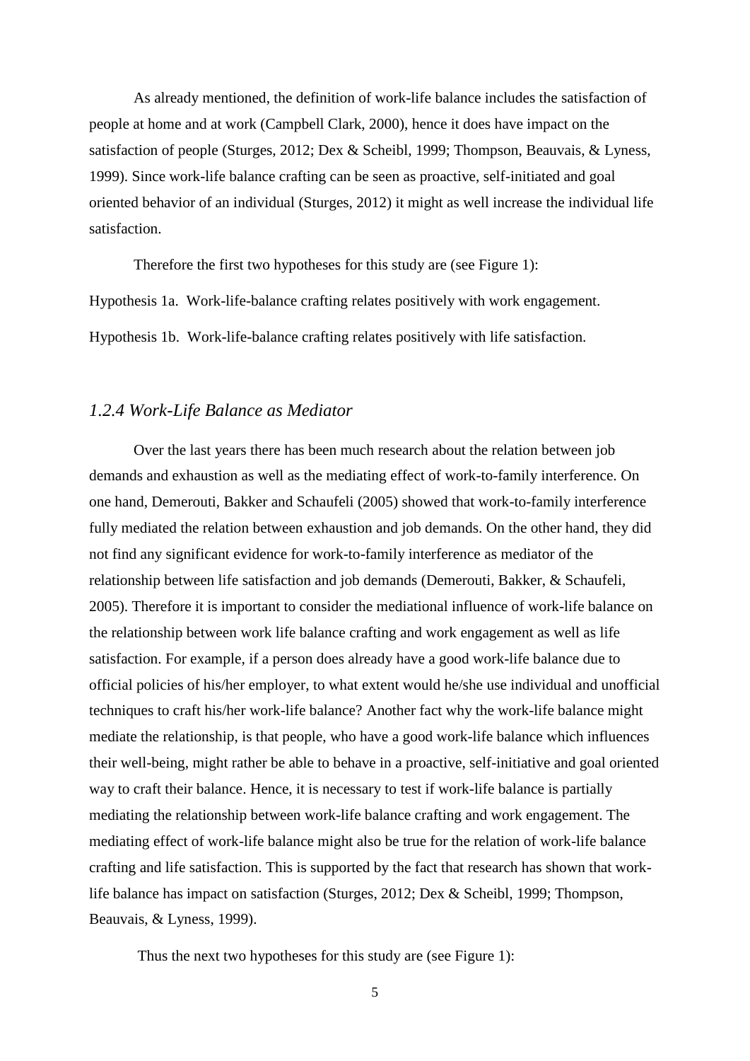As already mentioned, the definition of work-life balance includes the satisfaction of people at home and at work (Campbell Clark, 2000), hence it does have impact on the satisfaction of people (Sturges, 2012; Dex & Scheibl, 1999; Thompson, Beauvais, & Lyness, 1999). Since work-life balance crafting can be seen as proactive, self-initiated and goal oriented behavior of an individual (Sturges, 2012) it might as well increase the individual life satisfaction.

Therefore the first two hypotheses for this study are (see Figure 1):

Hypothesis 1a. Work-life-balance crafting relates positively with work engagement.

Hypothesis 1b. Work-life-balance crafting relates positively with life satisfaction.

### *1.2.4 Work-Life Balance as Mediator*

Over the last years there has been much research about the relation between job demands and exhaustion as well as the mediating effect of work-to-family interference. On one hand, Demerouti, Bakker and Schaufeli (2005) showed that work-to-family interference fully mediated the relation between exhaustion and job demands. On the other hand, they did not find any significant evidence for work-to-family interference as mediator of the relationship between life satisfaction and job demands (Demerouti, Bakker, & Schaufeli, 2005). Therefore it is important to consider the mediational influence of work-life balance on the relationship between work life balance crafting and work engagement as well as life satisfaction. For example, if a person does already have a good work-life balance due to official policies of his/her employer, to what extent would he/she use individual and unofficial techniques to craft his/her work-life balance? Another fact why the work-life balance might mediate the relationship, is that people, who have a good work-life balance which influences their well-being, might rather be able to behave in a proactive, self-initiative and goal oriented way to craft their balance. Hence, it is necessary to test if work-life balance is partially mediating the relationship between work-life balance crafting and work engagement. The mediating effect of work-life balance might also be true for the relation of work-life balance crafting and life satisfaction. This is supported by the fact that research has shown that work-life balance has impact on satisfaction (Sturges, 2012; Dex & Scheibl, 1999; Thompson, Beauvais, & Lyness, 1999).

Thus the next two hypotheses for this study are (see Figure 1):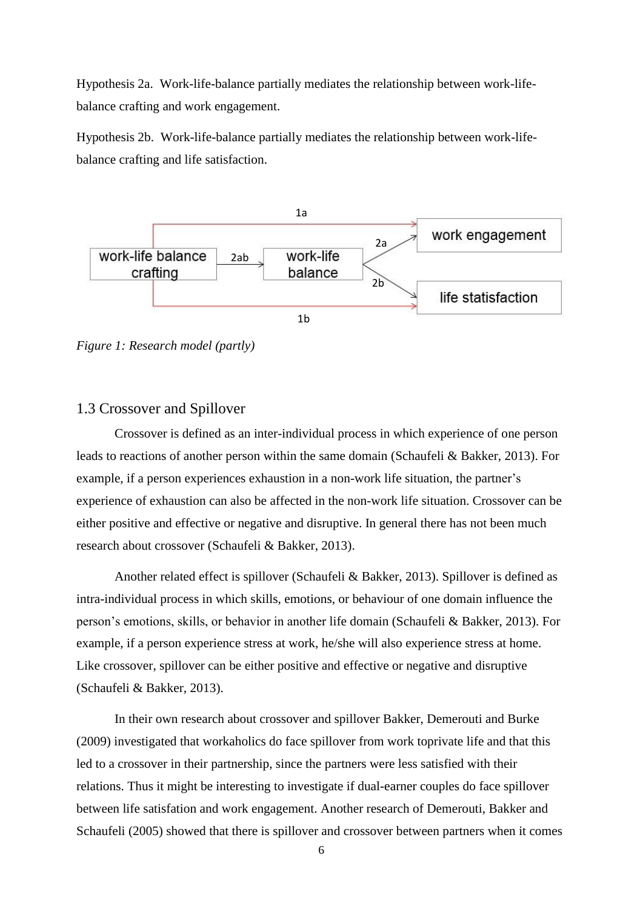Hypothesis 2a. Work-life-balance partially mediates the relationship between work-life-balance crafting and work engagement.

Hypothesis 2b. Work-life-balance partially mediates the relationship between work-life-balance crafting and life satisfaction.

*Figure 1: Research model (partly)*

## 1.3 Crossover and Spillover

Crossover is defined as an inter-individual process in which experience of one person leads to reactions of another person within the same domain (Schaufeli & Bakker, 2013). For example, if a person experiences exhaustion in a non-work life situation, the partner's experience of exhaustion can also be affected in the non-work life situation. Crossover can be either positive and effective or negative and disruptive. In general there has not been much research about crossover (Schaufeli & Bakker, 2013).

Another related effect is spillover (Schaufeli & Bakker, 2013). Spillover is defined as intra-individual process in which skills, emotions, or behaviour of one domain influence the person's emotions, skills, or behavior in another life domain (Schaufeli & Bakker, 2013). For example, if a person experience stress at work, he/she will also experience stress at home. Like crossover, spillover can be either positive and effective or negative and disruptive (Schaufeli & Bakker, 2013).

In their own research about crossover and spillover Bakker, Demerouti and Burke (2009) investigated that workaholics do face spillover from work toprivate life and that this led to a crossover in their partnership, since the partners were less satisfied with their relations. Thus it might be interesting to investigate if dual-earner couples do face spillover between life satisfation and work engagement. Another research of Demerouti, Bakker and Schaufeli (2005) showed that there is spillover and crossover between partners when it comes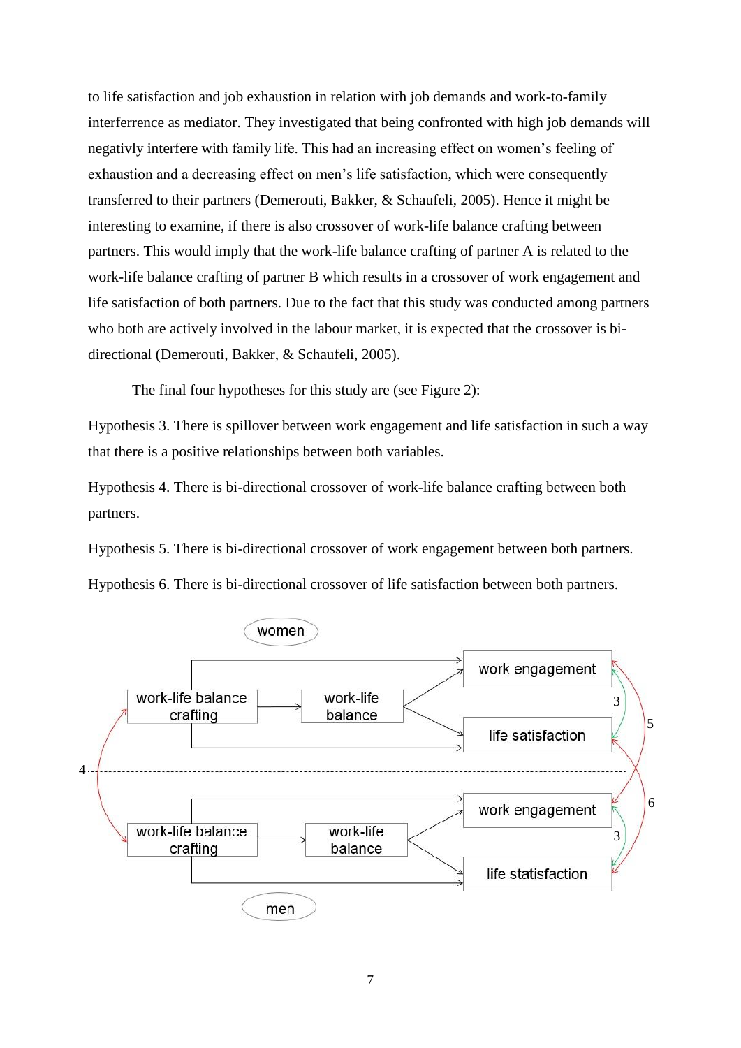to life satisfaction and job exhaustion in relation with job demands and work-to-family interferrence as mediator. They investigated that being confronted with high job demands will negativly interfere with family life. This had an increasing effect on women's feeling of exhaustion and a decreasing effect on men's life satisfaction, which were consequently transferred to their partners (Demerouti, Bakker, & Schaufeli, 2005). Hence it might be interesting to examine, if there is also crossover of work-life balance crafting between partners. This would imply that the work-life balance crafting of partner A is related to the work-life balance crafting of partner B which results in a crossover of work engagement and life satisfaction of both partners. Due to the fact that this study was conducted among partners who both are actively involved in the labour market, it is expected that the crossover is bi-directional (Demerouti, Bakker, & Schaufeli, 2005).

The final four hypotheses for this study are (see Figure 2):

Hypothesis 3. There is spillover between work engagement and life satisfaction in such a way that there is a positive relationships between both variables.

Hypothesis 4. There is bi-directional crossover of work-life balance crafting between both partners.

Hypothesis 5. There is bi-directional crossover of work engagement between both partners.

Hypothesis 6. There is bi-directional crossover of life satisfaction between both partners.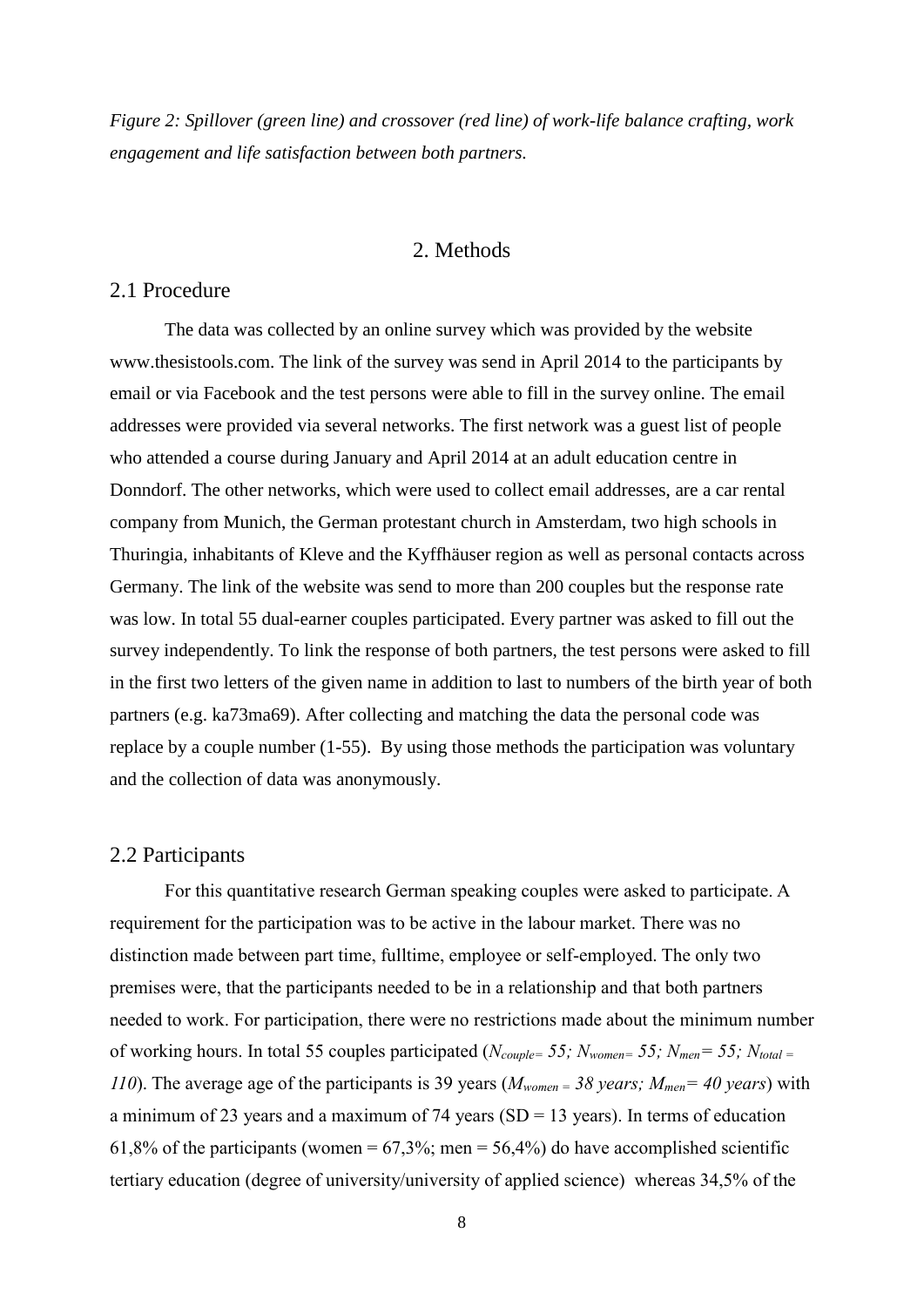*Figure 2: Spillover (green line) and crossover (red line) of work-life balance crafting, work engagement and life satisfaction between both partners.*

# 2. Methods

## 2.1 Procedure

The data was collected by an online survey which was provided by the website www.thesistools.com. The link of the survey was send in April 2014 to the participants by email or via Facebook and the test persons were able to fill in the survey online. The email addresses were provided via several networks. The first network was a guest list of people who attended a course during January and April 2014 at an adult education centre in Donndorf. The other networks, which were used to collect email addresses, are a car rental company from Munich, the German protestant church in Amsterdam, two high schools in Thuringia, inhabitants of Kleve and the Kyffhäuser region as well as personal contacts across Germany. The link of the website was send to more than 200 couples but the response rate was low. In total 55 dual-earner couples participated. Every partner was asked to fill out the survey independently. To link the response of both partners, the test persons were asked to fill in the first two letters of the given name in addition to last to numbers of the birth year of both partners (e.g. ka73ma69). After collecting and matching the data the personal code was replace by a couple number (1-55). By using those methods the participation was voluntary and the collection of data was anonymously.

## 2.2 Participants

For this quantitative research German speaking couples were asked to participate. A requirement for the participation was to be active in the labour market. There was no distinction made between part time, fulltime, employee or self-employed. The only two premises were, that the participants needed to be in a relationship and that both partners needed to work. For participation, there were no restrictions made about the minimum number of working hours. In total 55 couples participated ($N_{couple} = 55; N_{women} = 55; N_{men} = 55; N_{total} = 110$). The average age of the participants is 39 years ($M_{women} = 38$ *years*; $M_{men} = 40$ *years*) with a minimum of 23 years and a maximum of 74 years (SD = 13 years). In terms of education 61,8% of the participants (women = 67,3%; men = 56,4%) do have accomplished scientific tertiary education (degree of university/university of applied science) whereas 34,5% of the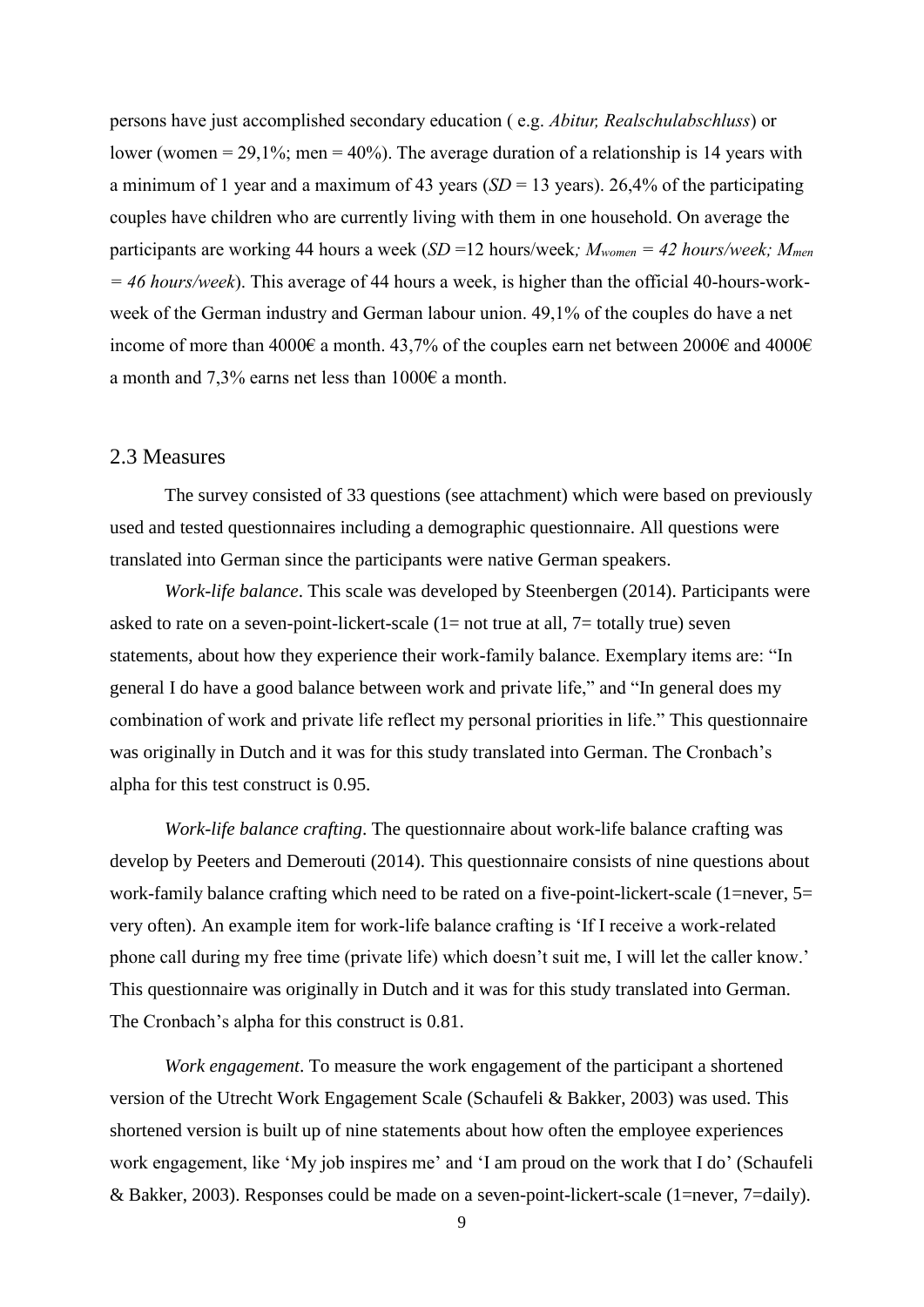persons have just accomplished secondary education ( e.g. *Abitur, Realschulabschluss*) or lower (women = 29,1%; men = 40%). The average duration of a relationship is 14 years with a minimum of 1 year and a maximum of 43 years (*SD* = 13 years). 26,4% of the participating couples have children who are currently living with them in one household. On average the participants are working 44 hours a week (*SD* =12 hours/week*; $M_{women}$ = 42 hours/week; $M_{men}$ = 46 hours/week*). This average of 44 hours a week, is higher than the official 40-hours-work-week of the German industry and German labour union. 49,1% of the couples do have a net income of more than 4000€ a month. 43,7% of the couples earn net between 2000€ and 4000€ a month and 7,3% earns net less than 1000€ a month.

## 2.3 Measures

The survey consisted of 33 questions (see attachment) which were based on previously used and tested questionnaires including a demographic questionnaire. All questions were translated into German since the participants were native German speakers.

*Work-life balance*. This scale was developed by Steenbergen (2014). Participants were asked to rate on a seven-point-lickert-scale (1= not true at all, 7= totally true) seven statements, about how they experience their work-family balance. Exemplary items are: "In general I do have a good balance between work and private life," and "In general does my combination of work and private life reflect my personal priorities in life." This questionnaire was originally in Dutch and it was for this study translated into German. The Cronbach's alpha for this test construct is 0.95.

*Work-life balance crafting*. The questionnaire about work-life balance crafting was develop by Peeters and Demerouti (2014). This questionnaire consists of nine questions about work-family balance crafting which need to be rated on a five-point-lickert-scale (1=never, 5= very often). An example item for work-life balance crafting is 'If I receive a work-related phone call during my free time (private life) which doesn't suit me, I will let the caller know.' This questionnaire was originally in Dutch and it was for this study translated into German. The Cronbach's alpha for this construct is 0.81.

*Work engagement*. To measure the work engagement of the participant a shortened version of the Utrecht Work Engagement Scale (Schaufeli & Bakker, 2003) was used. This shortened version is built up of nine statements about how often the employee experiences work engagement, like 'My job inspires me' and 'I am proud on the work that I do' (Schaufeli & Bakker, 2003). Responses could be made on a seven-point-lickert-scale (1=never, 7=daily).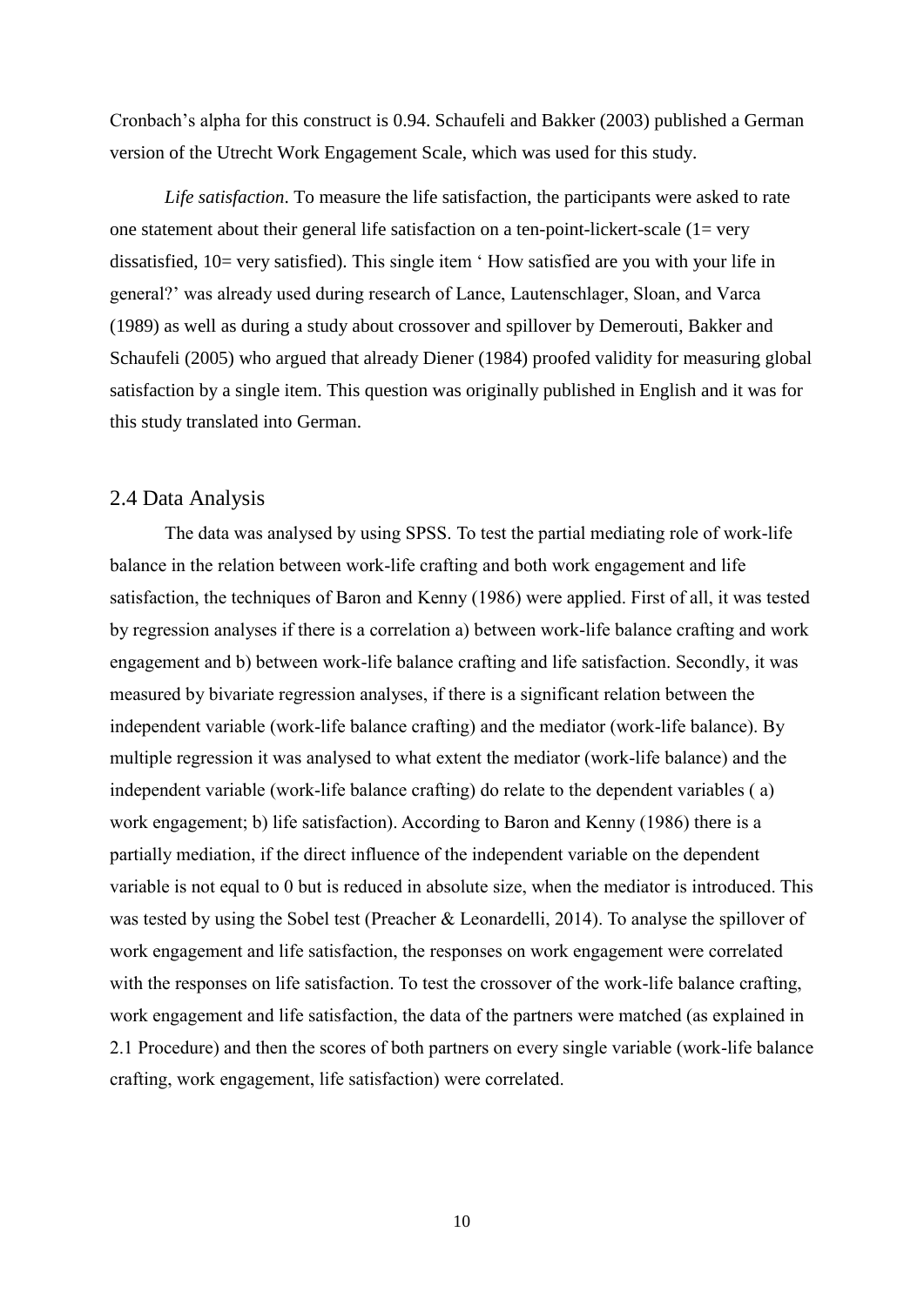Cronbach's alpha for this construct is 0.94. Schaufeli and Bakker (2003) published a German version of the Utrecht Work Engagement Scale, which was used for this study.

*Life satisfaction*. To measure the life satisfaction, the participants were asked to rate one statement about their general life satisfaction on a ten-point-lickert-scale (1= very dissatisfied, 10= very satisfied). This single item ' How satisfied are you with your life in general?' was already used during research of Lance, Lautenschlager, Sloan, and Varca (1989) as well as during a study about crossover and spillover by Demerouti, Bakker and Schaufeli (2005) who argued that already Diener (1984) proofed validity for measuring global satisfaction by a single item. This question was originally published in English and it was for this study translated into German.

## 2.4 Data Analysis

The data was analysed by using SPSS. To test the partial mediating role of work-life balance in the relation between work-life crafting and both work engagement and life satisfaction, the techniques of Baron and Kenny (1986) were applied. First of all, it was tested by regression analyses if there is a correlation a) between work-life balance crafting and work engagement and b) between work-life balance crafting and life satisfaction. Secondly, it was measured by bivariate regression analyses, if there is a significant relation between the independent variable (work-life balance crafting) and the mediator (work-life balance). By multiple regression it was analysed to what extent the mediator (work-life balance) and the independent variable (work-life balance crafting) do relate to the dependent variables ( a) work engagement; b) life satisfaction). According to Baron and Kenny (1986) there is a partially mediation, if the direct influence of the independent variable on the dependent variable is not equal to 0 but is reduced in absolute size, when the mediator is introduced. This was tested by using the Sobel test (Preacher & Leonardelli, 2014). To analyse the spillover of work engagement and life satisfaction, the responses on work engagement were correlated with the responses on life satisfaction. To test the crossover of the work-life balance crafting, work engagement and life satisfaction, the data of the partners were matched (as explained in 2.1 Procedure) and then the scores of both partners on every single variable (work-life balance crafting, work engagement, life satisfaction) were correlated.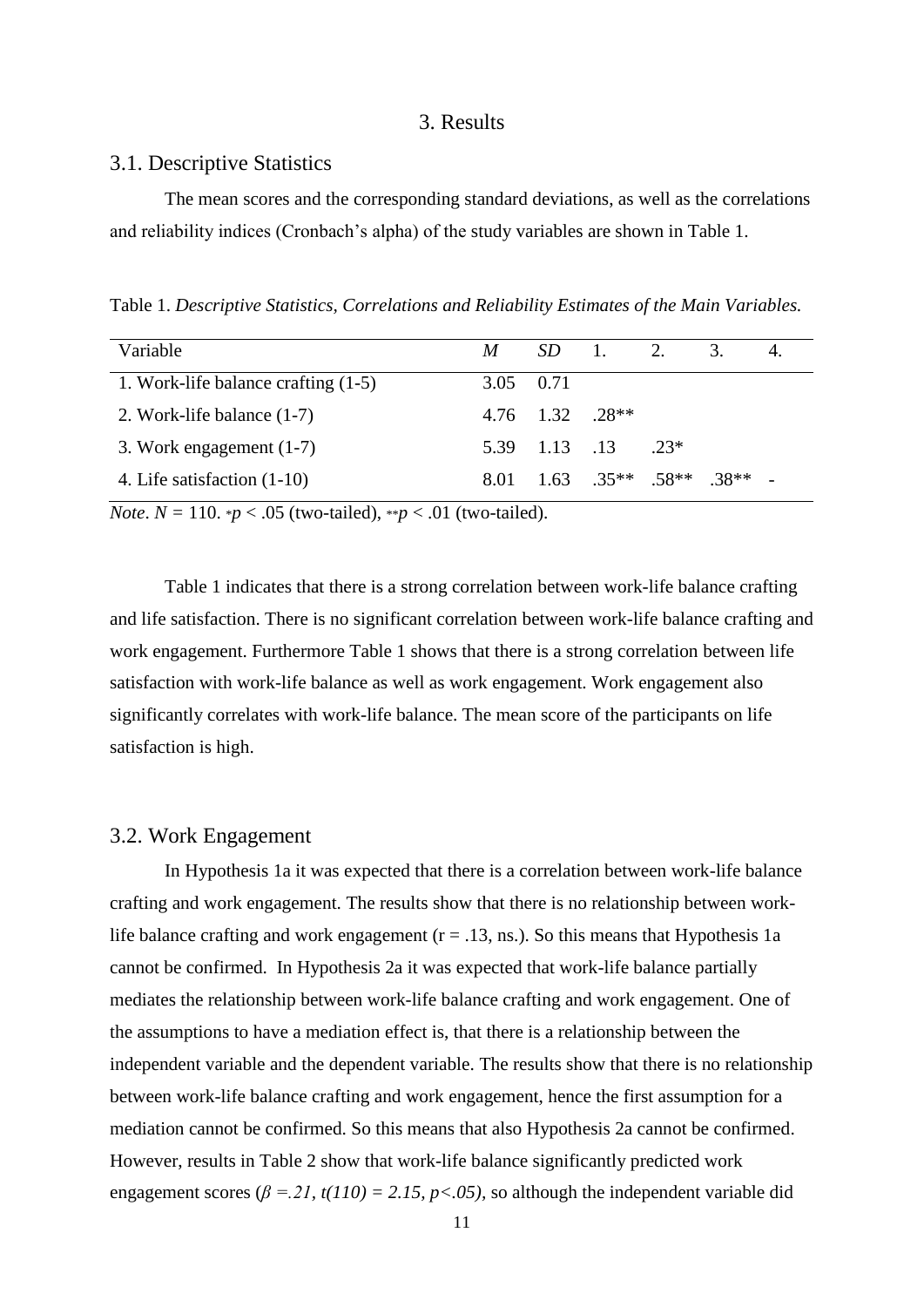# 3. Results

## 3.1. Descriptive Statistics

The mean scores and the corresponding standard deviations, as well as the correlations and reliability indices (Cronbach's alpha) of the study variables are shown in Table 1.

Table 1. *Descriptive Statistics, Correlations and Reliability Estimates of the Main Variables.*

| Variable | *M* | *SD* | 1. | 2. | 3. | 4. |
|---|---|---|---|---|---|---|
| 1. Work-life balance crafting (1-5) | 3.05 | 0.71 | | | | |
| 2. Work-life balance (1-7) | 4.76 | 1.32 | .28** | | | |
| 3. Work engagement (1-7) | 5.39 | 1.13 | .13 | .23* | | |
| 4. Life satisfaction (1-10) | 8.01 | 1.63 | .35** | .58** | .38** | - |

*Note*. $N = 110$. \*$p < .05$ (two-tailed), \*\*$p < .01$ (two-tailed).

Table 1 indicates that there is a strong correlation between work-life balance crafting and life satisfaction. There is no significant correlation between work-life balance crafting and work engagement. Furthermore Table 1 shows that there is a strong correlation between life satisfaction with work-life balance as well as work engagement. Work engagement also significantly correlates with work-life balance. The mean score of the participants on life satisfaction is high.

## 3.2. Work Engagement

In Hypothesis 1a it was expected that there is a correlation between work-life balance crafting and work engagement. The results show that there is no relationship between work-life balance crafting and work engagement ($r = .13$, ns.). So this means that Hypothesis 1a cannot be confirmed. In Hypothesis 2a it was expected that work-life balance partially mediates the relationship between work-life balance crafting and work engagement. One of the assumptions to have a mediation effect is, that there is a relationship between the independent variable and the dependent variable. The results show that there is no relationship between work-life balance crafting and work engagement, hence the first assumption for a mediation cannot be confirmed. So this means that also Hypothesis 2a cannot be confirmed. However, results in Table 2 show that work-life balance significantly predicted work engagement scores ($\beta = .21$, $t(110) = 2.15$, $p < .05$), so although the independent variable did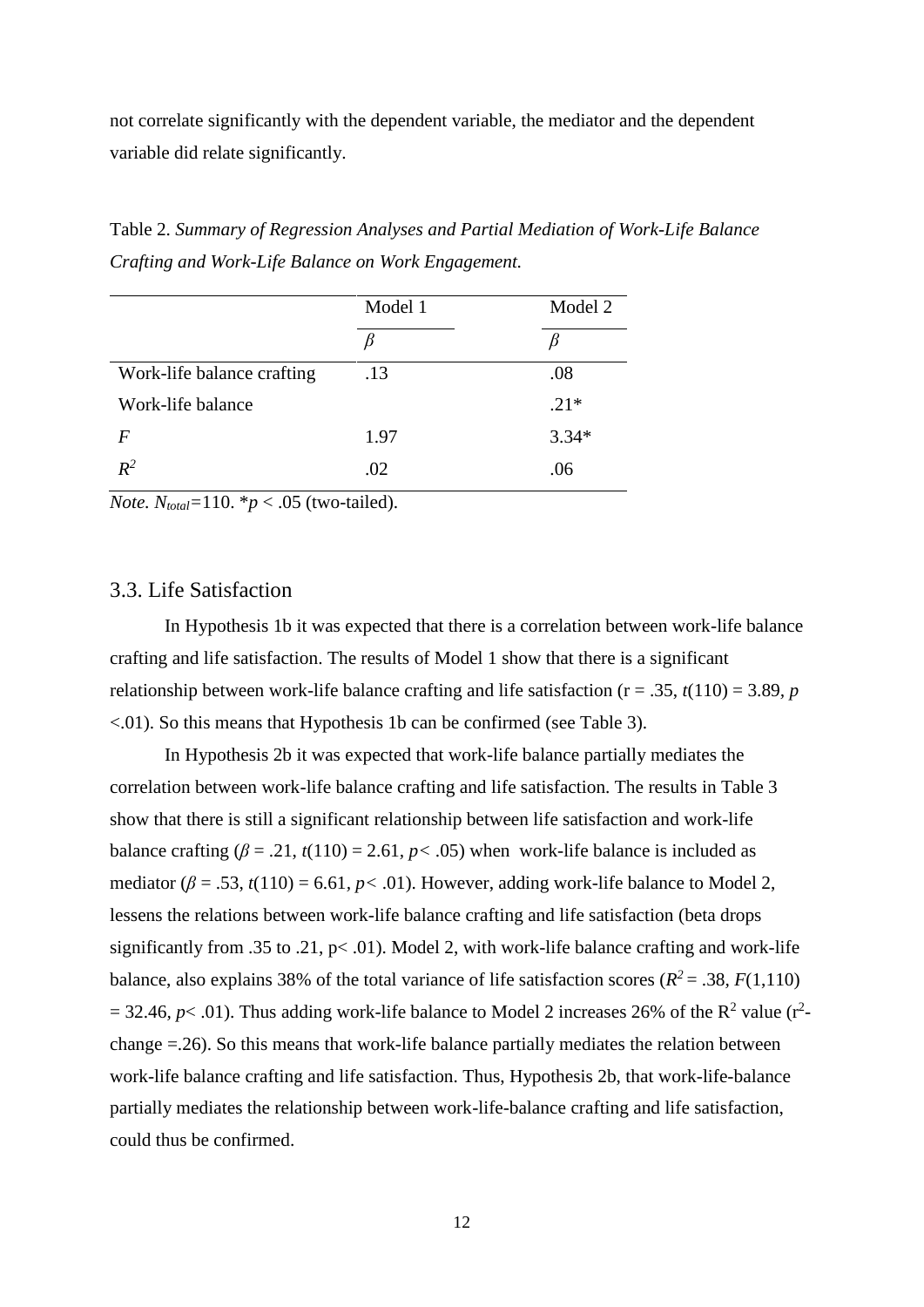not correlate significantly with the dependent variable, the mediator and the dependent variable did relate significantly.

Table 2. *Summary of Regression Analyses and Partial Mediation of Work-Life Balance Crafting and Work-Life Balance on Work Engagement.*

| | Model 1 | Model 2 |
|---|---|---|
| | $\beta$ | $\beta$ |
| Work-life balance crafting | .13 | .08 |
| Work-life balance | | .21* |
| $F$ | 1.97 | 3.34* |
| $R^2$ | .02 | .06 |

*Note.* $N_{total}$=110. *$p$ < .05 (two-tailed).

## 3.3. Life Satisfaction

In Hypothesis 1b it was expected that there is a correlation between work-life balance crafting and life satisfaction. The results of Model 1 show that there is a significant relationship between work-life balance crafting and life satisfaction (r = .35, $t(110) = 3.89$, $p$ <.01). So this means that Hypothesis 1b can be confirmed (see Table 3).

In Hypothesis 2b it was expected that work-life balance partially mediates the correlation between work-life balance crafting and life satisfaction. The results in Table 3 show that there is still a significant relationship between life satisfaction and work-life balance crafting ($\beta = .21$, $t(110) = 2.61$, $p < .05$) when work-life balance is included as mediator ($\beta = .53$, $t(110) = 6.61$, $p < .01$). However, adding work-life balance to Model 2, lessens the relations between work-life balance crafting and life satisfaction (beta drops significantly from .35 to .21, p< .01). Model 2, with work-life balance crafting and work-life balance, also explains 38% of the total variance of life satisfaction scores ($R^2 = .38$, $F(1,110) = 32.46$, $p < .01$). Thus adding work-life balance to Model 2 increases 26% of the $R^2$ value ($r^2$-change =.26). So this means that work-life balance partially mediates the relation between work-life balance crafting and life satisfaction. Thus, Hypothesis 2b, that work-life-balance partially mediates the relationship between work-life-balance crafting and life satisfaction, could thus be confirmed.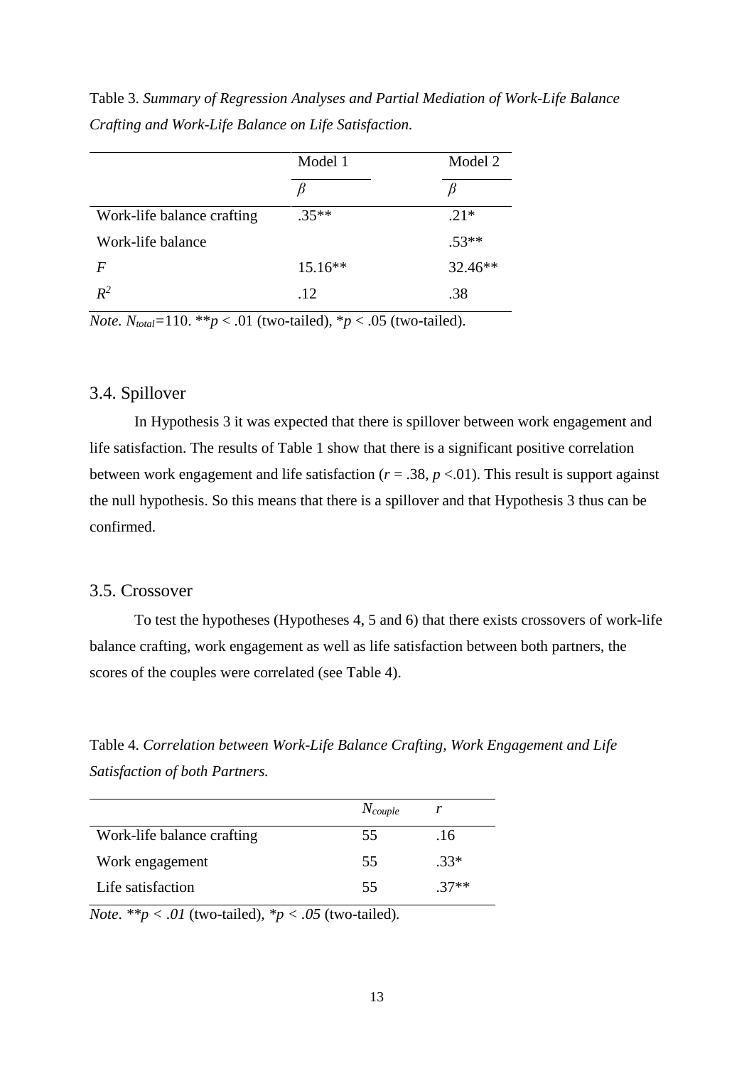Table 3. *Summary of Regression Analyses and Partial Mediation of Work-Life Balance Crafting and Work-Life Balance on Life Satisfaction.*

| | Model 1 | Model 2 |
|---|---|---|
| | $\beta$ | $\beta$ |
| Work-life balance crafting | .35** | .21* |
| Work-life balance | | .53** |
| $F$ | 15.16** | 32.46** |
| $R^2$ | .12 | .38 |

*Note.* $N_{total}$=110. **$p$ < .01 (two-tailed), *$p$ < .05 (two-tailed).

## 3.4. Spillover

In Hypothesis 3 it was expected that there is spillover between work engagement and life satisfaction. The results of Table 1 show that there is a significant positive correlation between work engagement and life satisfaction ($r$ = .38, $p$ <.01). This result is support against the null hypothesis. So this means that there is a spillover and that Hypothesis 3 thus can be confirmed.

## 3.5. Crossover

To test the hypotheses (Hypotheses 4, 5 and 6) that there exists crossovers of work-life balance crafting, work engagement as well as life satisfaction between both partners, the scores of the couples were correlated (see Table 4).

Table 4. *Correlation between Work-Life Balance Crafting, Work Engagement and Life Satisfaction of both Partners.*

| | $N_{couple}$ | $r$ |
|---|---|---|
| Work-life balance crafting | 55 | .16 |
| Work engagement | 55 | .33* |
| Life satisfaction | 55 | .37** |

*Note*. **$p < .01$ (two-tailed), *$p < .05$ (two-tailed).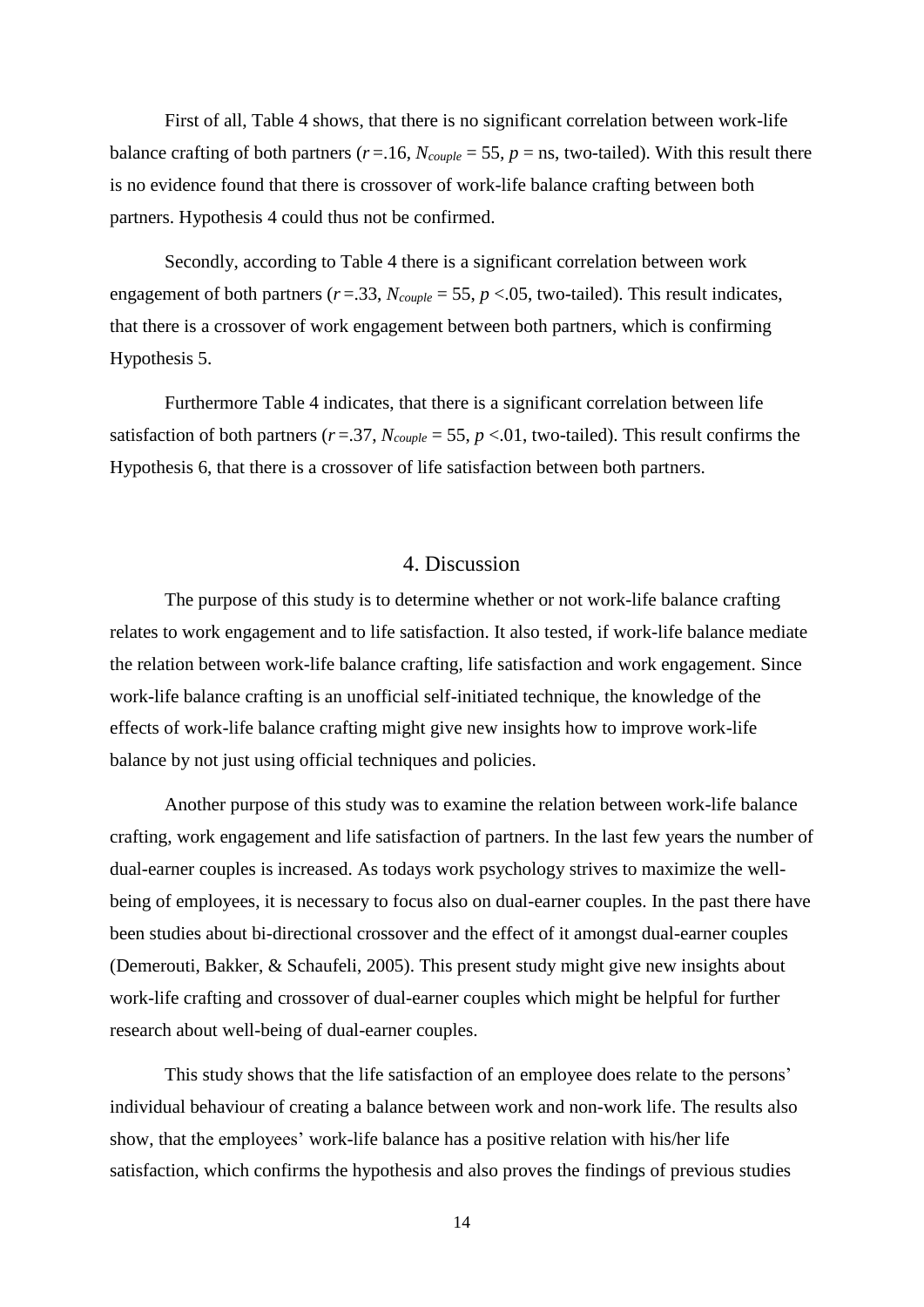First of all, Table 4 shows, that there is no significant correlation between work-life balance crafting of both partners ($r$ =.16, $N_{couple}$ = 55, $p$ = ns, two-tailed). With this result there is no evidence found that there is crossover of work-life balance crafting between both partners. Hypothesis 4 could thus not be confirmed.

Secondly, according to Table 4 there is a significant correlation between work engagement of both partners ($r$ =.33, $N_{couple}$ = 55, $p$ <.05, two-tailed). This result indicates, that there is a crossover of work engagement between both partners, which is confirming Hypothesis 5.

Furthermore Table 4 indicates, that there is a significant correlation between life satisfaction of both partners ($r$ =.37, $N_{couple}$ = 55, $p$ <.01, two-tailed). This result confirms the Hypothesis 6, that there is a crossover of life satisfaction between both partners.

# 4. Discussion

The purpose of this study is to determine whether or not work-life balance crafting relates to work engagement and to life satisfaction. It also tested, if work-life balance mediate the relation between work-life balance crafting, life satisfaction and work engagement. Since work-life balance crafting is an unofficial self-initiated technique, the knowledge of the effects of work-life balance crafting might give new insights how to improve work-life balance by not just using official techniques and policies.

Another purpose of this study was to examine the relation between work-life balance crafting, work engagement and life satisfaction of partners. In the last few years the number of dual-earner couples is increased. As todays work psychology strives to maximize the well-being of employees, it is necessary to focus also on dual-earner couples. In the past there have been studies about bi-directional crossover and the effect of it amongst dual-earner couples (Demerouti, Bakker, & Schaufeli, 2005). This present study might give new insights about work-life crafting and crossover of dual-earner couples which might be helpful for further research about well-being of dual-earner couples.

This study shows that the life satisfaction of an employee does relate to the persons' individual behaviour of creating a balance between work and non-work life. The results also show, that the employees' work-life balance has a positive relation with his/her life satisfaction, which confirms the hypothesis and also proves the findings of previous studies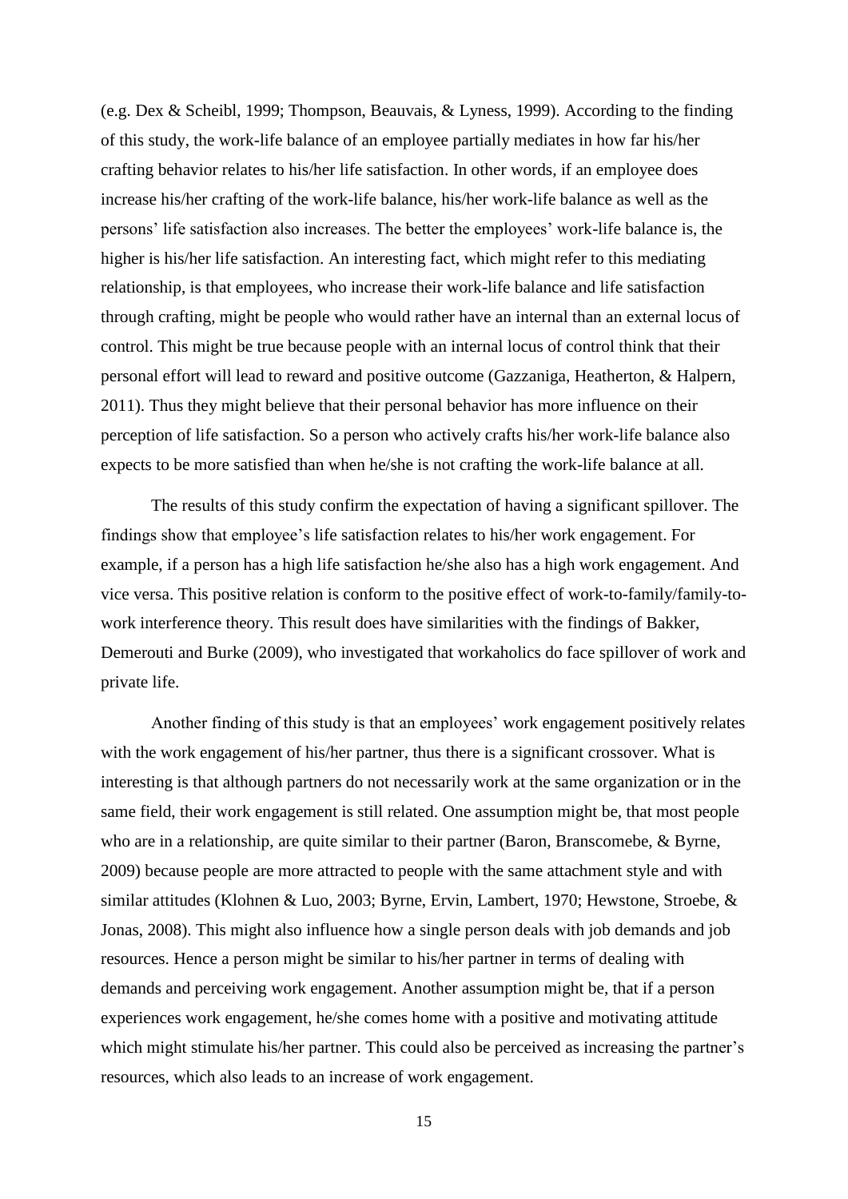(e.g. Dex & Scheibl, 1999; Thompson, Beauvais, & Lyness, 1999). According to the finding of this study, the work-life balance of an employee partially mediates in how far his/her crafting behavior relates to his/her life satisfaction. In other words, if an employee does increase his/her crafting of the work-life balance, his/her work-life balance as well as the persons' life satisfaction also increases. The better the employees' work-life balance is, the higher is his/her life satisfaction. An interesting fact, which might refer to this mediating relationship, is that employees, who increase their work-life balance and life satisfaction through crafting, might be people who would rather have an internal than an external locus of control. This might be true because people with an internal locus of control think that their personal effort will lead to reward and positive outcome (Gazzaniga, Heatherton, & Halpern, 2011). Thus they might believe that their personal behavior has more influence on their perception of life satisfaction. So a person who actively crafts his/her work-life balance also expects to be more satisfied than when he/she is not crafting the work-life balance at all.

The results of this study confirm the expectation of having a significant spillover. The findings show that employee's life satisfaction relates to his/her work engagement. For example, if a person has a high life satisfaction he/she also has a high work engagement. And vice versa. This positive relation is conform to the positive effect of work-to-family/family-to-work interference theory. This result does have similarities with the findings of Bakker, Demerouti and Burke (2009), who investigated that workaholics do face spillover of work and private life.

Another finding of this study is that an employees' work engagement positively relates with the work engagement of his/her partner, thus there is a significant crossover. What is interesting is that although partners do not necessarily work at the same organization or in the same field, their work engagement is still related. One assumption might be, that most people who are in a relationship, are quite similar to their partner (Baron, Branscomebe, & Byrne, 2009) because people are more attracted to people with the same attachment style and with similar attitudes (Klohnen & Luo, 2003; Byrne, Ervin, Lambert, 1970; Hewstone, Stroebe, & Jonas, 2008). This might also influence how a single person deals with job demands and job resources. Hence a person might be similar to his/her partner in terms of dealing with demands and perceiving work engagement. Another assumption might be, that if a person experiences work engagement, he/she comes home with a positive and motivating attitude which might stimulate his/her partner. This could also be perceived as increasing the partner's resources, which also leads to an increase of work engagement.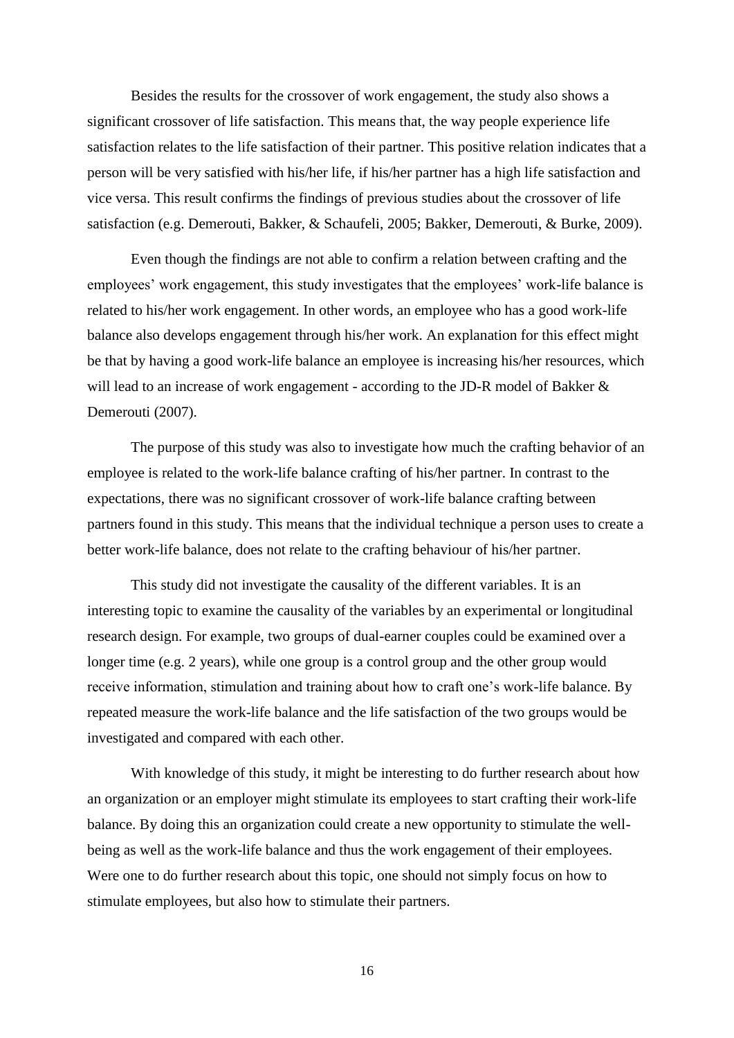Besides the results for the crossover of work engagement, the study also shows a significant crossover of life satisfaction. This means that, the way people experience life satisfaction relates to the life satisfaction of their partner. This positive relation indicates that a person will be very satisfied with his/her life, if his/her partner has a high life satisfaction and vice versa. This result confirms the findings of previous studies about the crossover of life satisfaction (e.g. Demerouti, Bakker, & Schaufeli, 2005; Bakker, Demerouti, & Burke, 2009).

Even though the findings are not able to confirm a relation between crafting and the employees' work engagement, this study investigates that the employees' work-life balance is related to his/her work engagement. In other words, an employee who has a good work-life balance also develops engagement through his/her work. An explanation for this effect might be that by having a good work-life balance an employee is increasing his/her resources, which will lead to an increase of work engagement - according to the JD-R model of Bakker & Demerouti (2007).

The purpose of this study was also to investigate how much the crafting behavior of an employee is related to the work-life balance crafting of his/her partner. In contrast to the expectations, there was no significant crossover of work-life balance crafting between partners found in this study. This means that the individual technique a person uses to create a better work-life balance, does not relate to the crafting behaviour of his/her partner.

This study did not investigate the causality of the different variables. It is an interesting topic to examine the causality of the variables by an experimental or longitudinal research design. For example, two groups of dual-earner couples could be examined over a longer time (e.g. 2 years), while one group is a control group and the other group would receive information, stimulation and training about how to craft one's work-life balance. By repeated measure the work-life balance and the life satisfaction of the two groups would be investigated and compared with each other.

With knowledge of this study, it might be interesting to do further research about how an organization or an employer might stimulate its employees to start crafting their work-life balance. By doing this an organization could create a new opportunity to stimulate the well-being as well as the work-life balance and thus the work engagement of their employees. Were one to do further research about this topic, one should not simply focus on how to stimulate employees, but also how to stimulate their partners.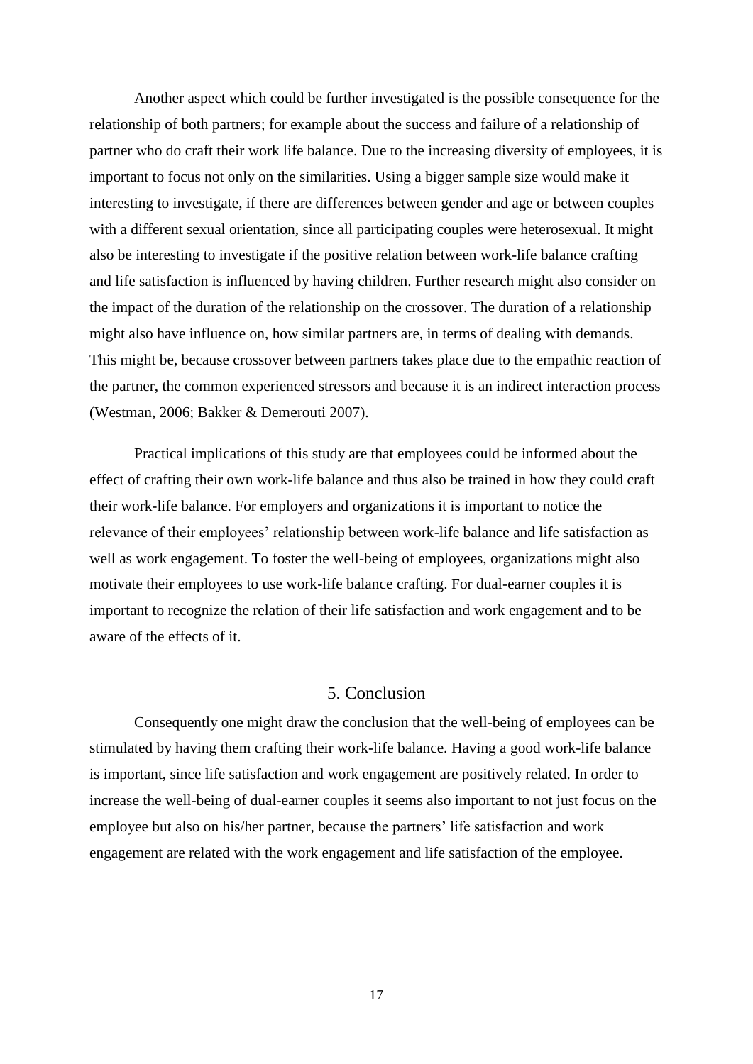Another aspect which could be further investigated is the possible consequence for the relationship of both partners; for example about the success and failure of a relationship of partner who do craft their work life balance. Due to the increasing diversity of employees, it is important to focus not only on the similarities. Using a bigger sample size would make it interesting to investigate, if there are differences between gender and age or between couples with a different sexual orientation, since all participating couples were heterosexual. It might also be interesting to investigate if the positive relation between work-life balance crafting and life satisfaction is influenced by having children. Further research might also consider on the impact of the duration of the relationship on the crossover. The duration of a relationship might also have influence on, how similar partners are, in terms of dealing with demands. This might be, because crossover between partners takes place due to the empathic reaction of the partner, the common experienced stressors and because it is an indirect interaction process (Westman, 2006; Bakker & Demerouti 2007).

Practical implications of this study are that employees could be informed about the effect of crafting their own work-life balance and thus also be trained in how they could craft their work-life balance. For employers and organizations it is important to notice the relevance of their employees' relationship between work-life balance and life satisfaction as well as work engagement. To foster the well-being of employees, organizations might also motivate their employees to use work-life balance crafting. For dual-earner couples it is important to recognize the relation of their life satisfaction and work engagement and to be aware of the effects of it.

## 5. Conclusion

Consequently one might draw the conclusion that the well-being of employees can be stimulated by having them crafting their work-life balance. Having a good work-life balance is important, since life satisfaction and work engagement are positively related. In order to increase the well-being of dual-earner couples it seems also important to not just focus on the employee but also on his/her partner, because the partners' life satisfaction and work engagement are related with the work engagement and life satisfaction of the employee.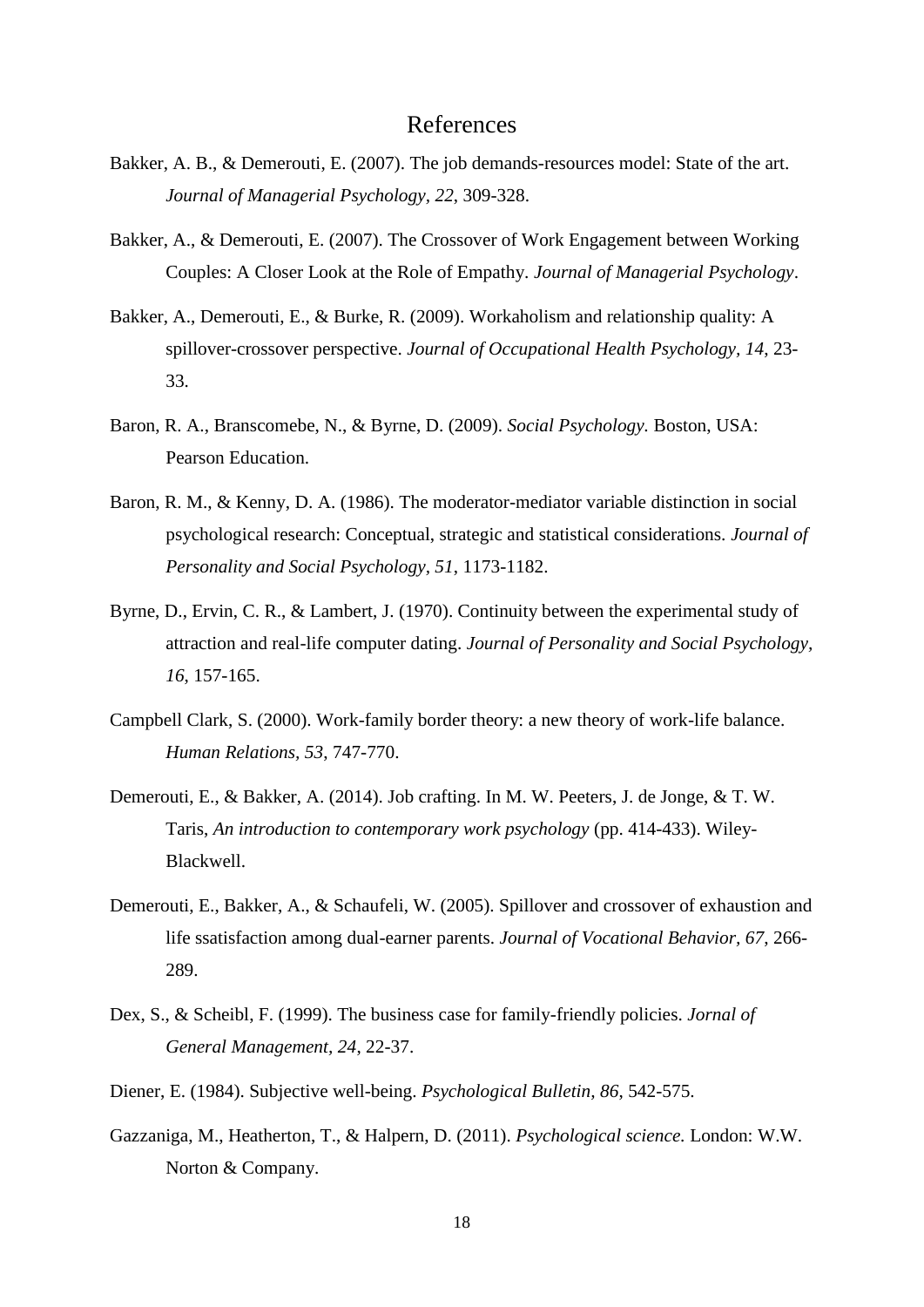# References

Bakker, A. B., & Demerouti, E. (2007). The job demands-resources model: State of the art. *Journal of Managerial Psychology, 22*, 309-328.

Bakker, A., & Demerouti, E. (2007). The Crossover of Work Engagement between Working Couples: A Closer Look at the Role of Empathy. *Journal of Managerial Psychology*.

Bakker, A., Demerouti, E., & Burke, R. (2009). Workaholism and relationship quality: A spillover-crossover perspective. *Journal of Occupational Health Psychology, 14*, 23-33.

Baron, R. A., Branscomebe, N., & Byrne, D. (2009). *Social Psychology.* Boston, USA: Pearson Education.

Baron, R. M., & Kenny, D. A. (1986). The moderator-mediator variable distinction in social psychological research: Conceptual, strategic and statistical considerations. *Journal of Personality and Social Psychology, 51*, 1173-1182.

Byrne, D., Ervin, C. R., & Lambert, J. (1970). Continuity between the experimental study of attraction and real-life computer dating. *Journal of Personality and Social Psychology, 16*, 157-165.

Campbell Clark, S. (2000). Work-family border theory: a new theory of work-life balance. *Human Relations, 53*, 747-770.

Demerouti, E., & Bakker, A. (2014). Job crafting. In M. W. Peeters, J. de Jonge, & T. W. Taris, *An introduction to contemporary work psychology* (pp. 414-433). Wiley-Blackwell.

Demerouti, E., Bakker, A., & Schaufeli, W. (2005). Spillover and crossover of exhaustion and life ssatisfaction among dual-earner parents. *Journal of Vocational Behavior, 67*, 266-289.

Dex, S., & Scheibl, F. (1999). The business case for family-friendly policies. *Jornal of General Management, 24*, 22-37.

Diener, E. (1984). Subjective well-being. *Psychological Bulletin, 86*, 542-575.

Gazzaniga, M., Heatherton, T., & Halpern, D. (2011). *Psychological science.* London: W.W. Norton & Company.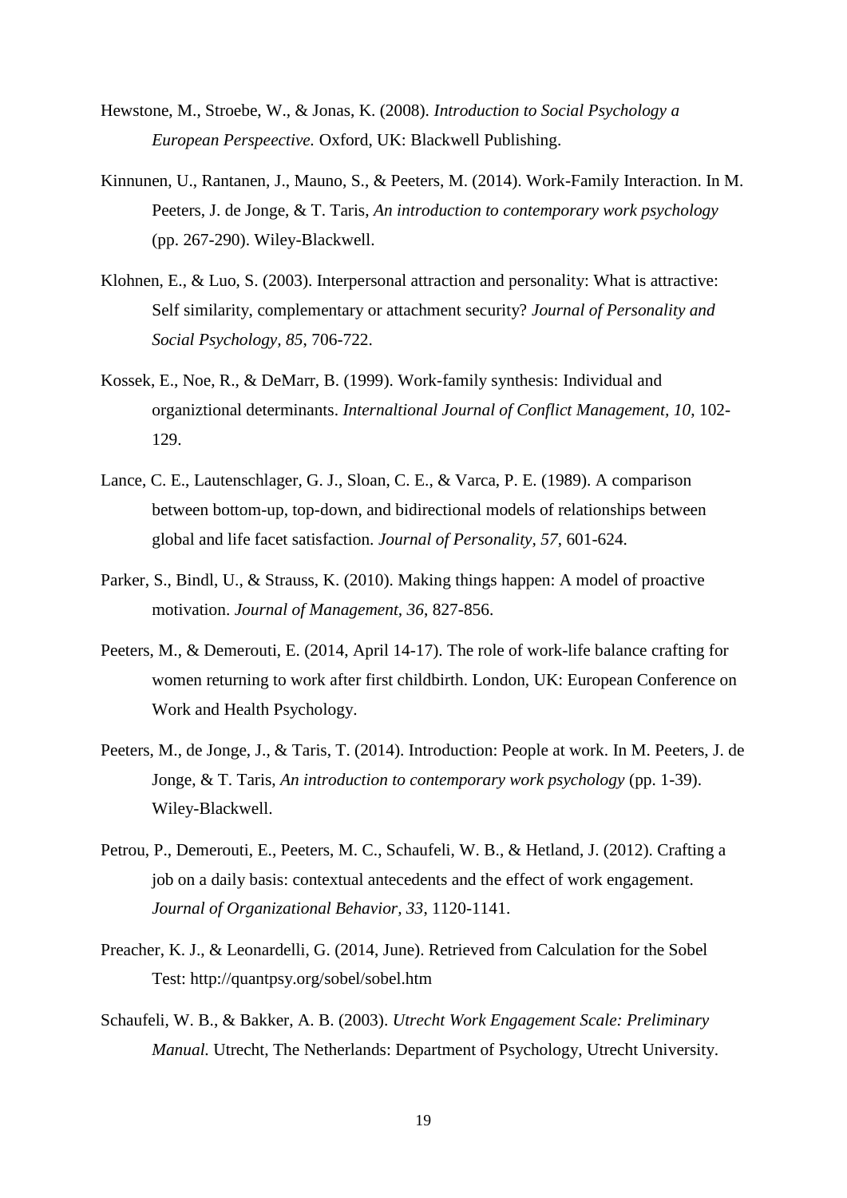Hewstone, M., Stroebe, W., & Jonas, K. (2008). *Introduction to Social Psychology a European Perspeective.* Oxford, UK: Blackwell Publishing.

Kinnunen, U., Rantanen, J., Mauno, S., & Peeters, M. (2014). Work-Family Interaction. In M. Peeters, J. de Jonge, & T. Taris, *An introduction to contemporary work psychology* (pp. 267-290). Wiley-Blackwell.

Klohnen, E., & Luo, S. (2003). Interpersonal attraction and personality: What is attractive: Self similarity, complementary or attachment security? *Journal of Personality and Social Psychology, 85*, 706-722.

Kossek, E., Noe, R., & DeMarr, B. (1999). Work-family synthesis: Individual and organiztional determinants. *Internaltional Journal of Conflict Management, 10*, 102-129.

Lance, C. E., Lautenschlager, G. J., Sloan, C. E., & Varca, P. E. (1989). A comparison between bottom-up, top-down, and bidirectional models of relationships between global and life facet satisfaction. *Journal of Personality, 57*, 601-624.

Parker, S., Bindl, U., & Strauss, K. (2010). Making things happen: A model of proactive motivation. *Journal of Management, 36*, 827-856.

Peeters, M., & Demerouti, E. (2014, April 14-17). The role of work-life balance crafting for women returning to work after first childbirth. London, UK: European Conference on Work and Health Psychology.

Peeters, M., de Jonge, J., & Taris, T. (2014). Introduction: People at work. In M. Peeters, J. de Jonge, & T. Taris, *An introduction to contemporary work psychology* (pp. 1-39). Wiley-Blackwell.

Petrou, P., Demerouti, E., Peeters, M. C., Schaufeli, W. B., & Hetland, J. (2012). Crafting a job on a daily basis: contextual antecedents and the effect of work engagement. *Journal of Organizational Behavior, 33*, 1120-1141.

Preacher, K. J., & Leonardelli, G. (2014, June). Retrieved from Calculation for the Sobel Test: http://quantpsy.org/sobel/sobel.htm

Schaufeli, W. B., & Bakker, A. B. (2003). *Utrecht Work Engagement Scale: Preliminary Manual.* Utrecht, The Netherlands: Department of Psychology, Utrecht University.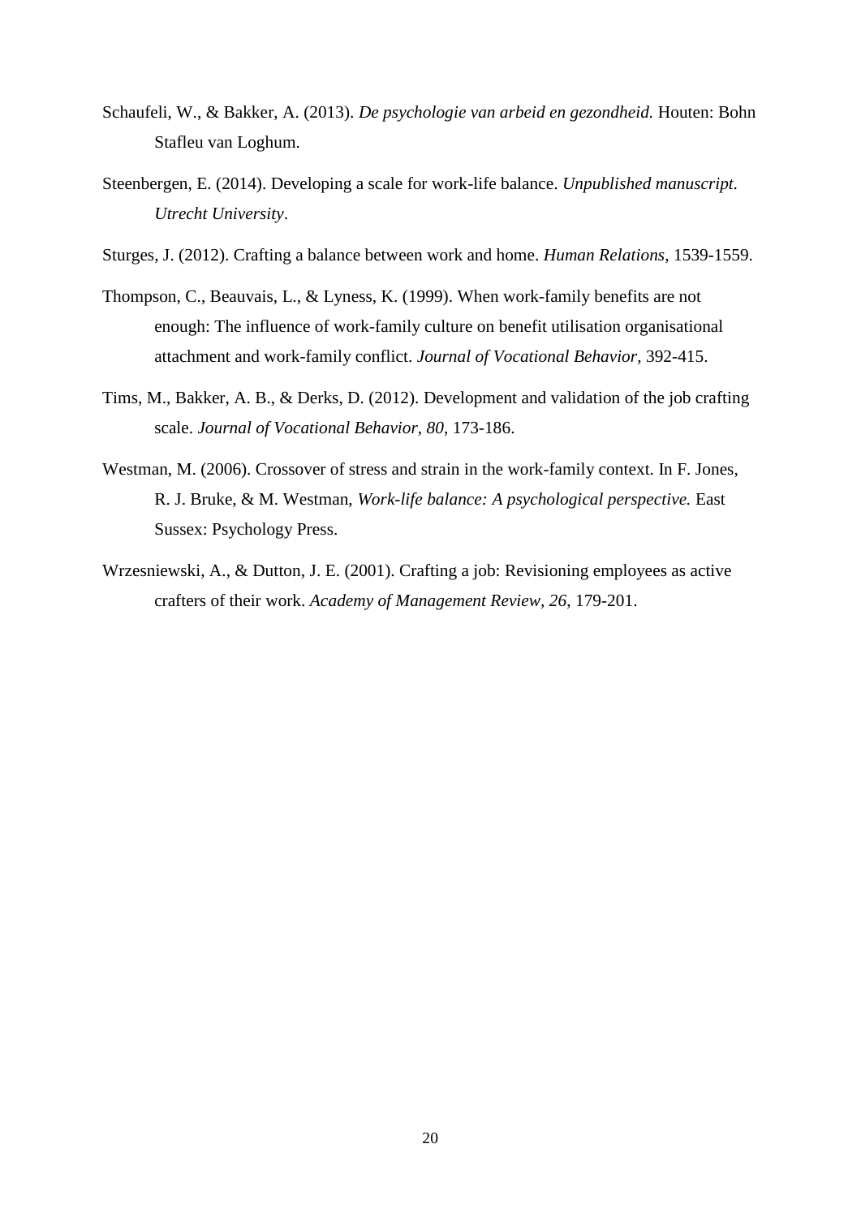Schaufeli, W., & Bakker, A. (2013). *De psychologie van arbeid en gezondheid.* Houten: Bohn Stafleu van Loghum.

Steenbergen, E. (2014). Developing a scale for work-life balance. *Unpublished manuscript. Utrecht University*.

Sturges, J. (2012). Crafting a balance between work and home. *Human Relations*, 1539-1559.

Thompson, C., Beauvais, L., & Lyness, K. (1999). When work-family benefits are not enough: The influence of work-family culture on benefit utilisation organisational attachment and work-family conflict. *Journal of Vocational Behavior*, 392-415.

Tims, M., Bakker, A. B., & Derks, D. (2012). Development and validation of the job crafting scale. *Journal of Vocational Behavior, 80*, 173-186.

Westman, M. (2006). Crossover of stress and strain in the work-family context. In F. Jones, R. J. Bruke, & M. Westman, *Work-life balance: A psychological perspective.* East Sussex: Psychology Press.

Wrzesniewski, A., & Dutton, J. E. (2001). Crafting a job: Revisioning employees as active crafters of their work. *Academy of Management Review, 26*, 179-201.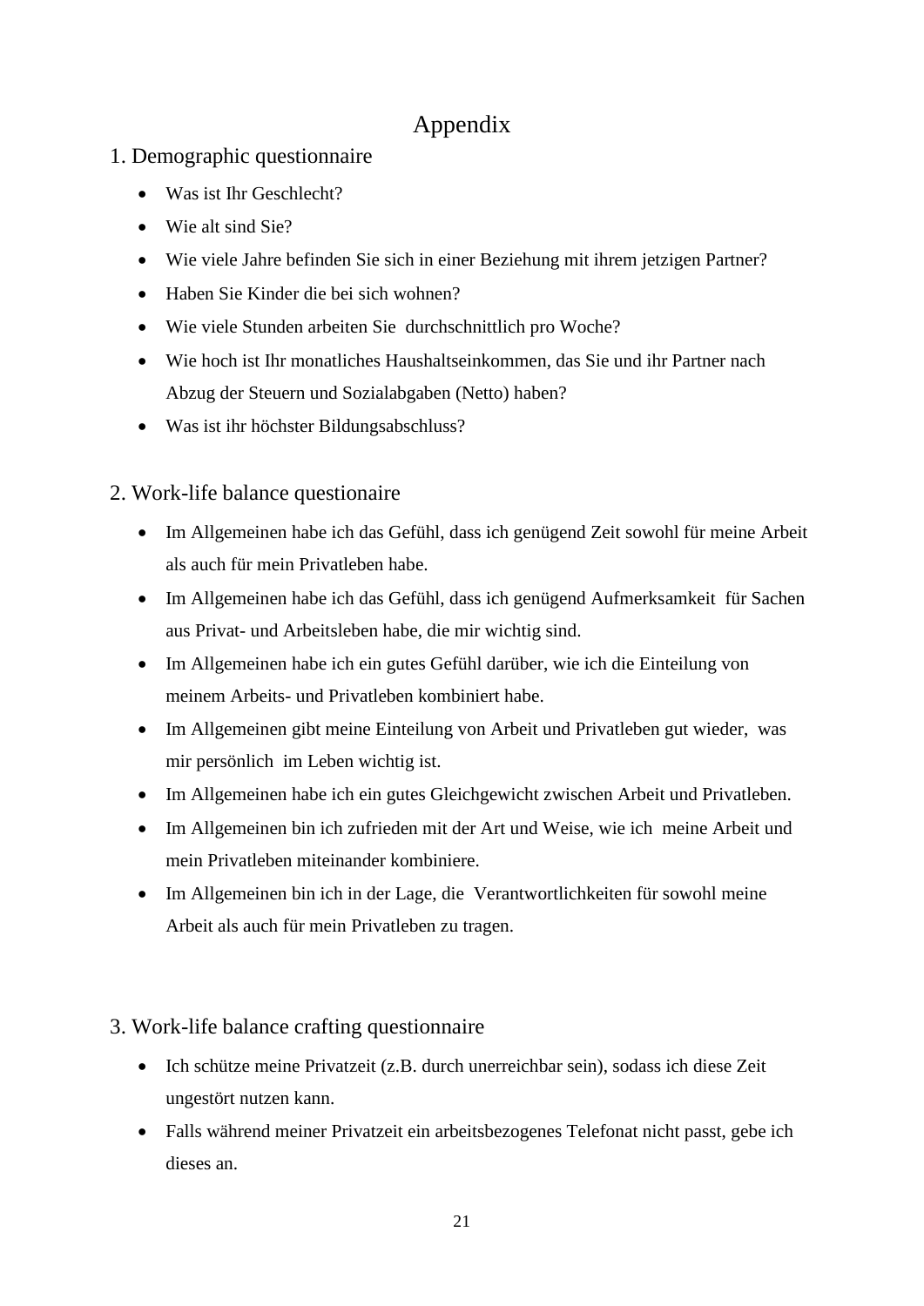# Appendix

## 1. Demographic questionnaire

- Was ist Ihr Geschlecht?
- Wie alt sind Sie?
- Wie viele Jahre befinden Sie sich in einer Beziehung mit ihrem jetzigen Partner?
- Haben Sie Kinder die bei sich wohnen?
- Wie viele Stunden arbeiten Sie durchschnittlich pro Woche?
- Wie hoch ist Ihr monatliches Haushaltseinkommen, das Sie und ihr Partner nach Abzug der Steuern und Sozialabgaben (Netto) haben?
- Was ist ihr höchster Bildungsabschluss?

## 2. Work-life balance questionaire

- Im Allgemeinen habe ich das Gefühl, dass ich genügend Zeit sowohl für meine Arbeit als auch für mein Privatleben habe.
- Im Allgemeinen habe ich das Gefühl, dass ich genügend Aufmerksamkeit für Sachen aus Privat- und Arbeitsleben habe, die mir wichtig sind.
- Im Allgemeinen habe ich ein gutes Gefühl darüber, wie ich die Einteilung von meinem Arbeits- und Privatleben kombiniert habe.
- Im Allgemeinen gibt meine Einteilung von Arbeit und Privatleben gut wieder, was mir persönlich im Leben wichtig ist.
- Im Allgemeinen habe ich ein gutes Gleichgewicht zwischen Arbeit und Privatleben.
- Im Allgemeinen bin ich zufrieden mit der Art und Weise, wie ich meine Arbeit und mein Privatleben miteinander kombiniere.
- Im Allgemeinen bin ich in der Lage, die Verantwortlichkeiten für sowohl meine Arbeit als auch für mein Privatleben zu tragen.

## 3. Work-life balance crafting questionnaire

- Ich schütze meine Privatzeit (z.B. durch unerreichbar sein), sodass ich diese Zeit ungestört nutzen kann.
- Falls während meiner Privatzeit ein arbeitsbezogenes Telefonat nicht passt, gebe ich dieses an.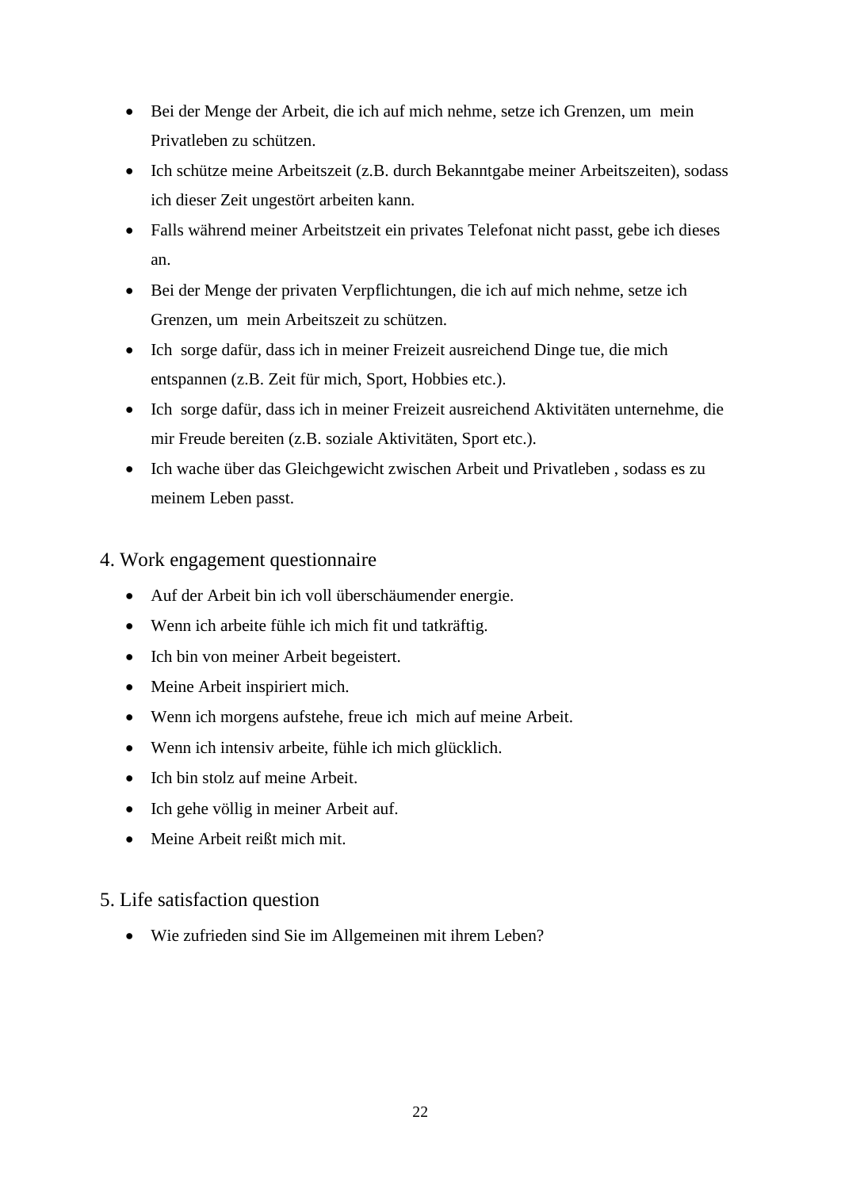- Bei der Menge der Arbeit, die ich auf mich nehme, setze ich Grenzen, um mein Privatleben zu schützen.
- Ich schütze meine Arbeitszeit (z.B. durch Bekanntgabe meiner Arbeitszeiten), sodass ich dieser Zeit ungestört arbeiten kann.
- Falls während meiner Arbeitstzeit ein privates Telefonat nicht passt, gebe ich dieses an.
- Bei der Menge der privaten Verpflichtungen, die ich auf mich nehme, setze ich Grenzen, um mein Arbeitszeit zu schützen.
- Ich sorge dafür, dass ich in meiner Freizeit ausreichend Dinge tue, die mich entspannen (z.B. Zeit für mich, Sport, Hobbies etc.).
- Ich sorge dafür, dass ich in meiner Freizeit ausreichend Aktivitäten unternehme, die mir Freude bereiten (z.B. soziale Aktivitäten, Sport etc.).
- Ich wache über das Gleichgewicht zwischen Arbeit und Privatleben , sodass es zu meinem Leben passt.

## 4. Work engagement questionnaire

- Auf der Arbeit bin ich voll überschäumender energie.
- Wenn ich arbeite fühle ich mich fit und tatkräftig.
- Ich bin von meiner Arbeit begeistert.
- Meine Arbeit inspiriert mich.
- Wenn ich morgens aufstehe, freue ich mich auf meine Arbeit.
- Wenn ich intensiv arbeite, fühle ich mich glücklich.
- Ich bin stolz auf meine Arbeit.
- Ich gehe völlig in meiner Arbeit auf.
- Meine Arbeit reißt mich mit.

## 5. Life satisfaction question

- Wie zufrieden sind Sie im Allgemeinen mit ihrem Leben?